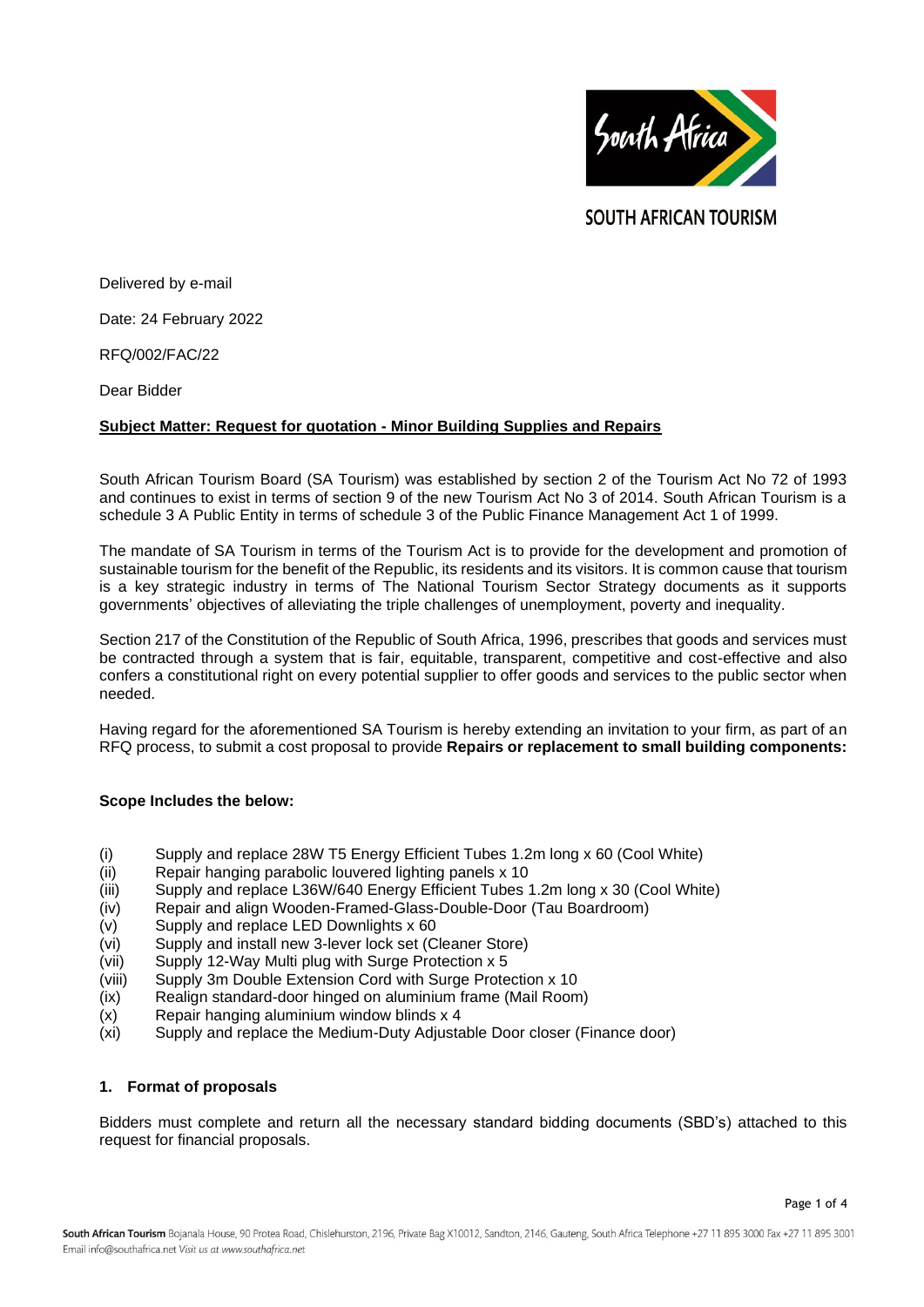SOUTH AFRICAN TOURISM

Delivered by e-mail

Date: 24 February 2022

RFQ/002/FAC/22

Dear Bidder

**Subject Matter: Request for quotation - Minor Building Supplies and Repairs**

South African Tourism Board (SA Tourism) was established by section 2 of the Tourism Act No 72 of 1993 and continues to exist in terms of section 9 of the new Tourism Act No 3 of 2014. South African Tourism is a schedule 3 A Public Entity in terms of schedule 3 of the Public Finance Management Act 1 of 1999.

The mandate of SA Tourism in terms of the Tourism Act is to provide for the development and promotion of sustainable tourism for the benefit of the Republic, its residents and its visitors. It is common cause that tourism is a key strategic industry in terms of The National Tourism Sector Strategy documents as it supports governments' objectives of alleviating the triple challenges of unemployment, poverty and inequality.

Section 217 of the Constitution of the Republic of South Africa, 1996, prescribes that goods and services must be contracted through a system that is fair, equitable, transparent, competitive and cost-effective and also confers a constitutional right on every potential supplier to offer goods and services to the public sector when needed.

Having regard for the aforementioned SA Tourism is hereby extending an invitation to your firm, as part of an RFQ process, to submit a cost proposal to provide **Repairs or replacement to small building components:**

**Scope Includes the below:**

- (i) Supply and replace 28W T5 Energy Efficient Tubes 1.2m long x 60 (Cool White)
- (ii) Repair hanging parabolic louvered lighting panels x 10
- (iii) Supply and replace L36W/640 Energy Efficient Tubes 1.2m long x 30 (Cool White)
- (iv) Repair and align Wooden-Framed-Glass-Double-Door (Tau Boardroom)
- (v) Supply and replace LED Downlights x 60
- (vi) Supply and install new 3-lever lock set (Cleaner Store)
- (vii) Supply 12-Way Multi plug with Surge Protection x 5
- (viii) Supply 3m Double Extension Cord with Surge Protection x 10
- (ix) Realign standard-door hinged on aluminium frame (Mail Room)
- (x) Repair hanging aluminium window blinds x 4
- (xi) Supply and replace the Medium-Duty Adjustable Door closer (Finance door)

## 1. Format of proposals

Bidders must complete and return all the necessary standard bidding documents (SBD's) attached to this request for financial proposals.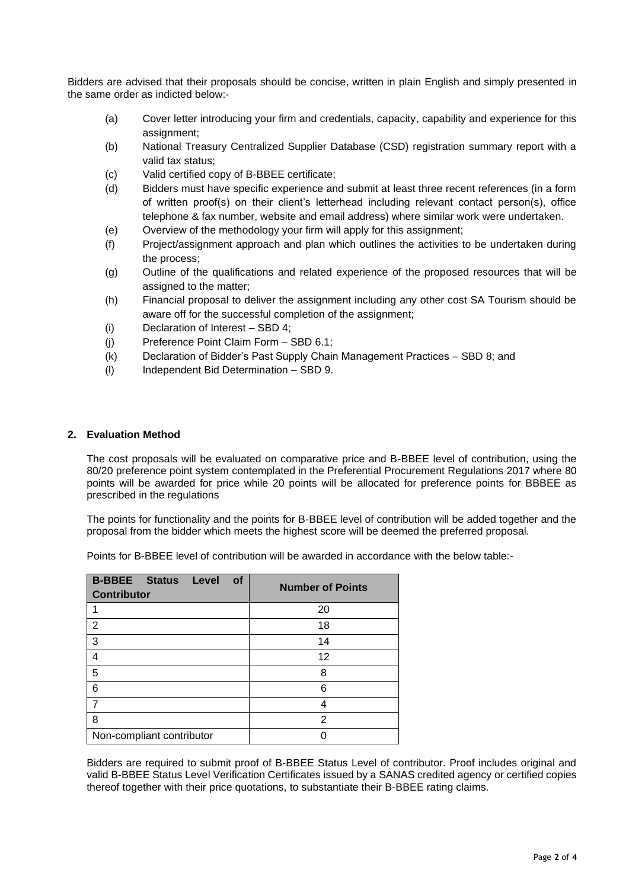Bidders are advised that their proposals should be concise, written in plain English and simply presented in the same order as indicted below:-

(a) Cover letter introducing your firm and credentials, capacity, capability and experience for this assignment;

(b) National Treasury Centralized Supplier Database (CSD) registration summary report with a valid tax status;

(c) Valid certified copy of B-BBEE certificate;

(d) Bidders must have specific experience and submit at least three recent references (in a form of written proof(s) on their client's letterhead including relevant contact person(s), office telephone & fax number, website and email address) where similar work were undertaken.

(e) Overview of the methodology your firm will apply for this assignment;

(f) Project/assignment approach and plan which outlines the activities to be undertaken during the process;

(g) Outline of the qualifications and related experience of the proposed resources that will be assigned to the matter;

(h) Financial proposal to deliver the assignment including any other cost SA Tourism should be aware off for the successful completion of the assignment;

(i) Declaration of Interest – SBD 4;

(j) Preference Point Claim Form – SBD 6.1;

(k) Declaration of Bidder's Past Supply Chain Management Practices – SBD 8; and

(l) Independent Bid Determination – SBD 9.

## 2. Evaluation Method

The cost proposals will be evaluated on comparative price and B-BBEE level of contribution, using the 80/20 preference point system contemplated in the Preferential Procurement Regulations 2017 where 80 points will be awarded for price while 20 points will be allocated for preference points for BBBEE as prescribed in the regulations

The points for functionality and the points for B-BBEE level of contribution will be added together and the proposal from the bidder which meets the highest score will be deemed the preferred proposal.

Points for B-BBEE level of contribution will be awarded in accordance with the below table:-

| B-BBEE Status Level of Contributor | Number of Points |
|---|---|
| 1 | 20 |
| 2 | 18 |
| 3 | 14 |
| 4 | 12 |
| 5 | 8 |
| 6 | 6 |
| 7 | 4 |
| 8 | 2 |
| Non-compliant contributor | 0 |

Bidders are required to submit proof of B-BBEE Status Level of contributor. Proof includes original and valid B-BBEE Status Level Verification Certificates issued by a SANAS credited agency or certified copies thereof together with their price quotations, to substantiate their B-BBEE rating claims.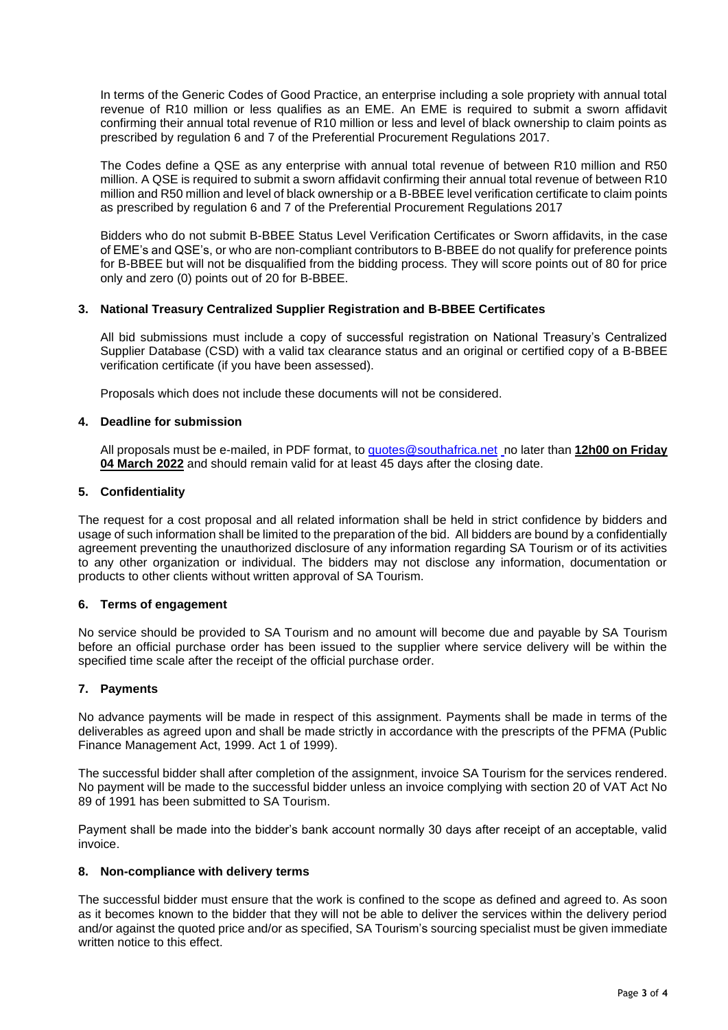In terms of the Generic Codes of Good Practice, an enterprise including a sole propriety with annual total revenue of R10 million or less qualifies as an EME. An EME is required to submit a sworn affidavit confirming their annual total revenue of R10 million or less and level of black ownership to claim points as prescribed by regulation 6 and 7 of the Preferential Procurement Regulations 2017.

The Codes define a QSE as any enterprise with annual total revenue of between R10 million and R50 million. A QSE is required to submit a sworn affidavit confirming their annual total revenue of between R10 million and R50 million and level of black ownership or a B-BBEE level verification certificate to claim points as prescribed by regulation 6 and 7 of the Preferential Procurement Regulations 2017

Bidders who do not submit B-BBEE Status Level Verification Certificates or Sworn affidavits, in the case of EME's and QSE's, or who are non-compliant contributors to B-BBEE do not qualify for preference points for B-BBEE but will not be disqualified from the bidding process. They will score points out of 80 for price only and zero (0) points out of 20 for B-BBEE.

## 3. National Treasury Centralized Supplier Registration and B-BBEE Certificates

All bid submissions must include a copy of successful registration on National Treasury's Centralized Supplier Database (CSD) with a valid tax clearance status and an original or certified copy of a B-BBEE verification certificate (if you have been assessed).

Proposals which does not include these documents will not be considered.

## 4. Deadline for submission

All proposals must be e-mailed, in PDF format, to quotes@southafrica.net no later than **12h00 on Friday 04 March 2022** and should remain valid for at least 45 days after the closing date.

## 5. Confidentiality

The request for a cost proposal and all related information shall be held in strict confidence by bidders and usage of such information shall be limited to the preparation of the bid. All bidders are bound by a confidentially agreement preventing the unauthorized disclosure of any information regarding SA Tourism or of its activities to any other organization or individual. The bidders may not disclose any information, documentation or products to other clients without written approval of SA Tourism.

## 6. Terms of engagement

No service should be provided to SA Tourism and no amount will become due and payable by SA Tourism before an official purchase order has been issued to the supplier where service delivery will be within the specified time scale after the receipt of the official purchase order.

## 7. Payments

No advance payments will be made in respect of this assignment. Payments shall be made in terms of the deliverables as agreed upon and shall be made strictly in accordance with the prescripts of the PFMA (Public Finance Management Act, 1999. Act 1 of 1999).

The successful bidder shall after completion of the assignment, invoice SA Tourism for the services rendered. No payment will be made to the successful bidder unless an invoice complying with section 20 of VAT Act No 89 of 1991 has been submitted to SA Tourism.

Payment shall be made into the bidder's bank account normally 30 days after receipt of an acceptable, valid invoice.

## 8. Non-compliance with delivery terms

The successful bidder must ensure that the work is confined to the scope as defined and agreed to. As soon as it becomes known to the bidder that they will not be able to deliver the services within the delivery period and/or against the quoted price and/or as specified, SA Tourism's sourcing specialist must be given immediate written notice to this effect.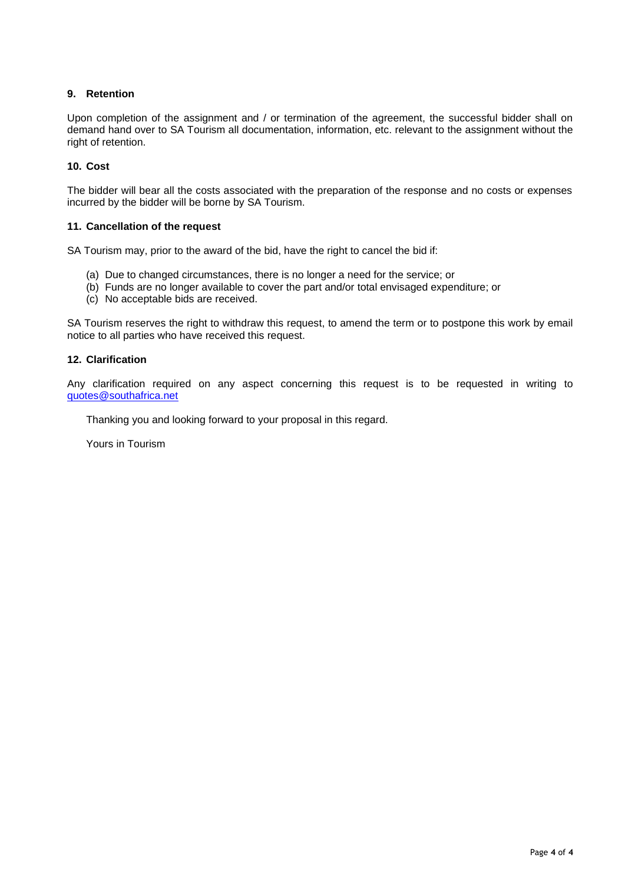## 9. Retention

Upon completion of the assignment and / or termination of the agreement, the successful bidder shall on demand hand over to SA Tourism all documentation, information, etc. relevant to the assignment without the right of retention.

## 10. Cost

The bidder will bear all the costs associated with the preparation of the response and no costs or expenses incurred by the bidder will be borne by SA Tourism.

## 11. Cancellation of the request

SA Tourism may, prior to the award of the bid, have the right to cancel the bid if:

(a) Due to changed circumstances, there is no longer a need for the service; or
(b) Funds are no longer available to cover the part and/or total envisaged expenditure; or
(c) No acceptable bids are received.

SA Tourism reserves the right to withdraw this request, to amend the term or to postpone this work by email notice to all parties who have received this request.

## 12. Clarification

Any clarification required on any aspect concerning this request is to be requested in writing to quotes@southafrica.net

Thanking you and looking forward to your proposal in this regard.

Yours in Tourism